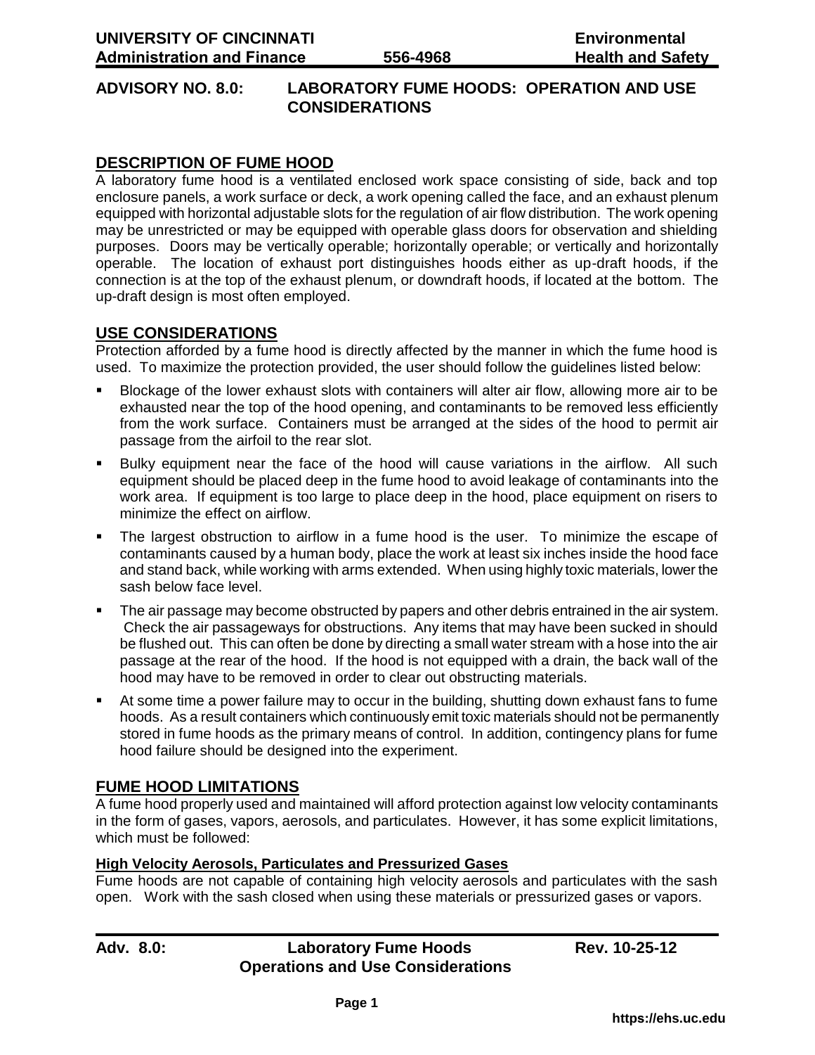**UNIVERSITY OF CINCINNATI** **Environmental**
**Administration and Finance** **556-4968** **Health and Safety**

# ADVISORY NO. 8.0: LABORATORY FUME HOODS: OPERATION AND USE CONSIDERATIONS

## DESCRIPTION OF FUME HOOD

A laboratory fume hood is a ventilated enclosed work space consisting of side, back and top enclosure panels, a work surface or deck, a work opening called the face, and an exhaust plenum equipped with horizontal adjustable slots for the regulation of air flow distribution. The work opening may be unrestricted or may be equipped with operable glass doors for observation and shielding purposes. Doors may be vertically operable; horizontally operable; or vertically and horizontally operable. The location of exhaust port distinguishes hoods either as up-draft hoods, if the connection is at the top of the exhaust plenum, or downdraft hoods, if located at the bottom. The up-draft design is most often employed.

## USE CONSIDERATIONS

Protection afforded by a fume hood is directly affected by the manner in which the fume hood is used. To maximize the protection provided, the user should follow the guidelines listed below:

- Blockage of the lower exhaust slots with containers will alter air flow, allowing more air to be exhausted near the top of the hood opening, and contaminants to be removed less efficiently from the work surface. Containers must be arranged at the sides of the hood to permit air passage from the airfoil to the rear slot.
- Bulky equipment near the face of the hood will cause variations in the airflow. All such equipment should be placed deep in the fume hood to avoid leakage of contaminants into the work area. If equipment is too large to place deep in the hood, place equipment on risers to minimize the effect on airflow.
- The largest obstruction to airflow in a fume hood is the user. To minimize the escape of contaminants caused by a human body, place the work at least six inches inside the hood face and stand back, while working with arms extended. When using highly toxic materials, lower the sash below face level.
- The air passage may become obstructed by papers and other debris entrained in the air system. Check the air passageways for obstructions. Any items that may have been sucked in should be flushed out. This can often be done by directing a small water stream with a hose into the air passage at the rear of the hood. If the hood is not equipped with a drain, the back wall of the hood may have to be removed in order to clear out obstructing materials.
- At some time a power failure may to occur in the building, shutting down exhaust fans to fume hoods. As a result containers which continuously emit toxic materials should not be permanently stored in fume hoods as the primary means of control. In addition, contingency plans for fume hood failure should be designed into the experiment.

## FUME HOOD LIMITATIONS

A fume hood properly used and maintained will afford protection against low velocity contaminants in the form of gases, vapors, aerosols, and particulates. However, it has some explicit limitations, which must be followed:

### High Velocity Aerosols, Particulates and Pressurized Gases

Fume hoods are not capable of containing high velocity aerosols and particulates with the sash open. Work with the sash closed when using these materials or pressurized gases or vapors.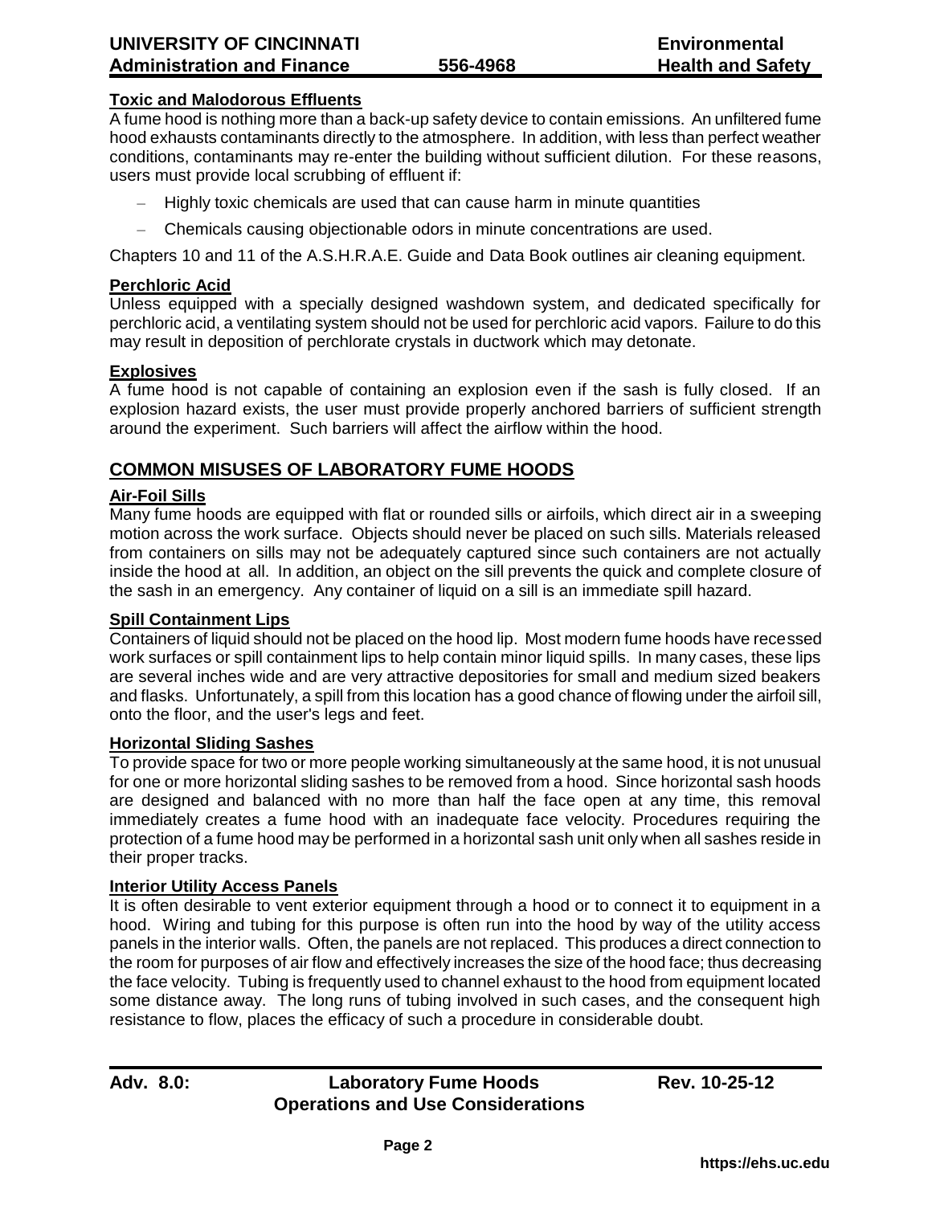### Toxic and Malodorous Effluents

A fume hood is nothing more than a back-up safety device to contain emissions. An unfiltered fume hood exhausts contaminants directly to the atmosphere. In addition, with less than perfect weather conditions, contaminants may re-enter the building without sufficient dilution. For these reasons, users must provide local scrubbing of effluent if:

- Highly toxic chemicals are used that can cause harm in minute quantities
- Chemicals causing objectionable odors in minute concentrations are used.

Chapters 10 and 11 of the A.S.H.R.A.E. Guide and Data Book outlines air cleaning equipment.

### Perchloric Acid

Unless equipped with a specially designed washdown system, and dedicated specifically for perchloric acid, a ventilating system should not be used for perchloric acid vapors. Failure to do this may result in deposition of perchlorate crystals in ductwork which may detonate.

### Explosives

A fume hood is not capable of containing an explosion even if the sash is fully closed. If an explosion hazard exists, the user must provide properly anchored barriers of sufficient strength around the experiment. Such barriers will affect the airflow within the hood.

## COMMON MISUSES OF LABORATORY FUME HOODS

### Air-Foil Sills

Many fume hoods are equipped with flat or rounded sills or airfoils, which direct air in a sweeping motion across the work surface. Objects should never be placed on such sills. Materials released from containers on sills may not be adequately captured since such containers are not actually inside the hood at all. In addition, an object on the sill prevents the quick and complete closure of the sash in an emergency. Any container of liquid on a sill is an immediate spill hazard.

### Spill Containment Lips

Containers of liquid should not be placed on the hood lip. Most modern fume hoods have recessed work surfaces or spill containment lips to help contain minor liquid spills. In many cases, these lips are several inches wide and are very attractive depositories for small and medium sized beakers and flasks. Unfortunately, a spill from this location has a good chance of flowing under the airfoil sill, onto the floor, and the user's legs and feet.

### Horizontal Sliding Sashes

To provide space for two or more people working simultaneously at the same hood, it is not unusual for one or more horizontal sliding sashes to be removed from a hood. Since horizontal sash hoods are designed and balanced with no more than half the face open at any time, this removal immediately creates a fume hood with an inadequate face velocity. Procedures requiring the protection of a fume hood may be performed in a horizontal sash unit only when all sashes reside in their proper tracks.

### Interior Utility Access Panels

It is often desirable to vent exterior equipment through a hood or to connect it to equipment in a hood. Wiring and tubing for this purpose is often run into the hood by way of the utility access panels in the interior walls. Often, the panels are not replaced. This produces a direct connection to the room for purposes of air flow and effectively increases the size of the hood face; thus decreasing the face velocity. Tubing is frequently used to channel exhaust to the hood from equipment located some distance away. The long runs of tubing involved in such cases, and the consequent high resistance to flow, places the efficacy of such a procedure in considerable doubt.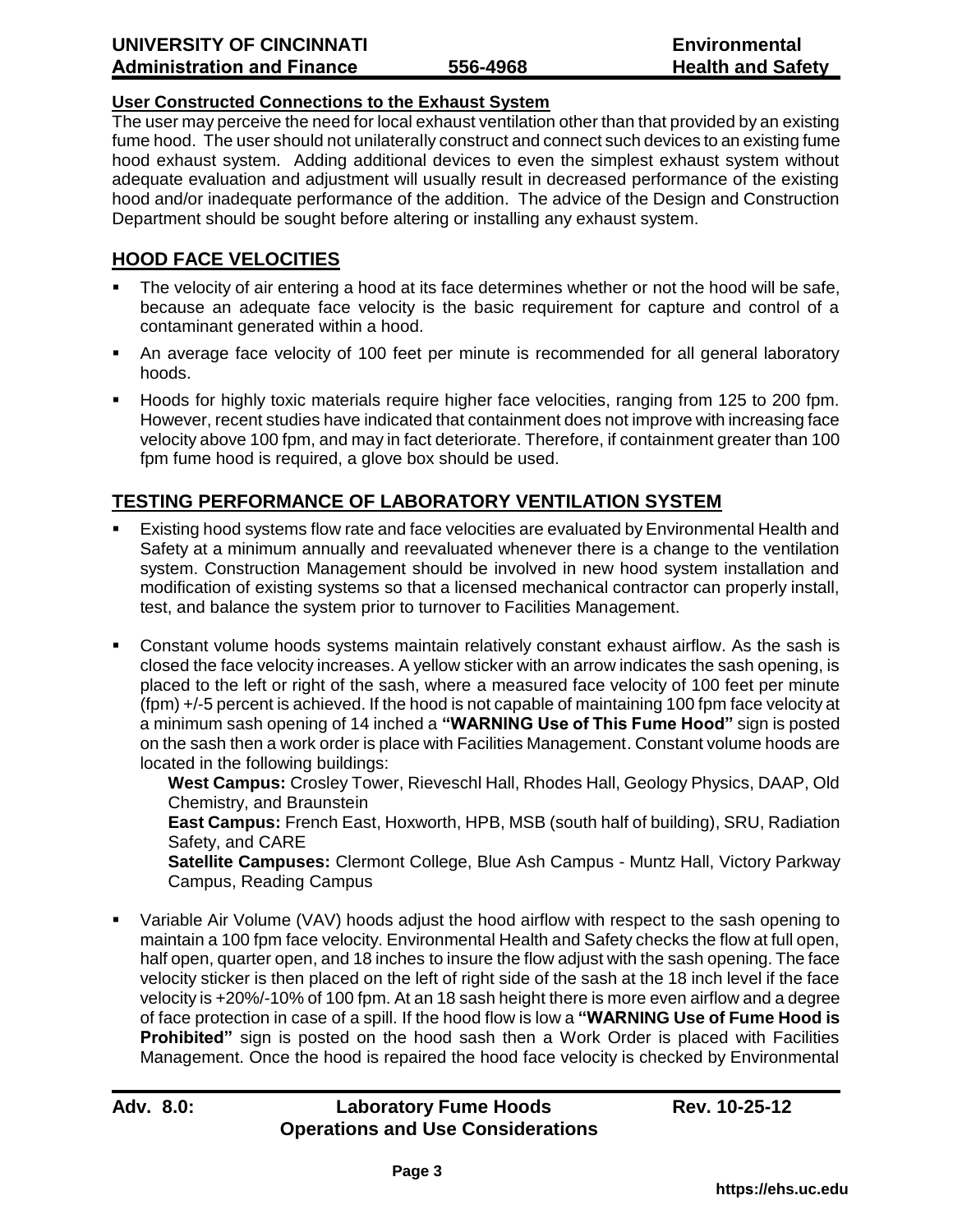**User Constructed Connections to the Exhaust System**

The user may perceive the need for local exhaust ventilation other than that provided by an existing fume hood. The user should not unilaterally construct and connect such devices to an existing fume hood exhaust system. Adding additional devices to even the simplest exhaust system without adequate evaluation and adjustment will usually result in decreased performance of the existing hood and/or inadequate performance of the addition. The advice of the Design and Construction Department should be sought before altering or installing any exhaust system.

## HOOD FACE VELOCITIES

- The velocity of air entering a hood at its face determines whether or not the hood will be safe, because an adequate face velocity is the basic requirement for capture and control of a contaminant generated within a hood.
- An average face velocity of 100 feet per minute is recommended for all general laboratory hoods.
- Hoods for highly toxic materials require higher face velocities, ranging from 125 to 200 fpm. However, recent studies have indicated that containment does not improve with increasing face velocity above 100 fpm, and may in fact deteriorate. Therefore, if containment greater than 100 fpm fume hood is required, a glove box should be used.

## TESTING PERFORMANCE OF LABORATORY VENTILATION SYSTEM

- Existing hood systems flow rate and face velocities are evaluated by Environmental Health and Safety at a minimum annually and reevaluated whenever there is a change to the ventilation system. Construction Management should be involved in new hood system installation and modification of existing systems so that a licensed mechanical contractor can properly install, test, and balance the system prior to turnover to Facilities Management.

- Constant volume hoods systems maintain relatively constant exhaust airflow. As the sash is closed the face velocity increases. A yellow sticker with an arrow indicates the sash opening, is placed to the left or right of the sash, where a measured face velocity of 100 feet per minute (fpm) +/-5 percent is achieved. If the hood is not capable of maintaining 100 fpm face velocity at a minimum sash opening of 14 inched a **"WARNING Use of This Fume Hood"** sign is posted on the sash then a work order is place with Facilities Management. Constant volume hoods are located in the following buildings:

  **West Campus:** Crosley Tower, Rieveschl Hall, Rhodes Hall, Geology Physics, DAAP, Old Chemistry, and Braunstein

  **East Campus:** French East, Hoxworth, HPB, MSB (south half of building), SRU, Radiation Safety, and CARE

  **Satellite Campuses:** Clermont College, Blue Ash Campus - Muntz Hall, Victory Parkway Campus, Reading Campus

- Variable Air Volume (VAV) hoods adjust the hood airflow with respect to the sash opening to maintain a 100 fpm face velocity. Environmental Health and Safety checks the flow at full open, half open, quarter open, and 18 inches to insure the flow adjust with the sash opening. The face velocity sticker is then placed on the left of right side of the sash at the 18 inch level if the face velocity is +20%/-10% of 100 fpm. At an 18 sash height there is more even airflow and a degree of face protection in case of a spill. If the hood flow is low a **"WARNING Use of Fume Hood is Prohibited"** sign is posted on the hood sash then a Work Order is placed with Facilities Management. Once the hood is repaired the hood face velocity is checked by Environmental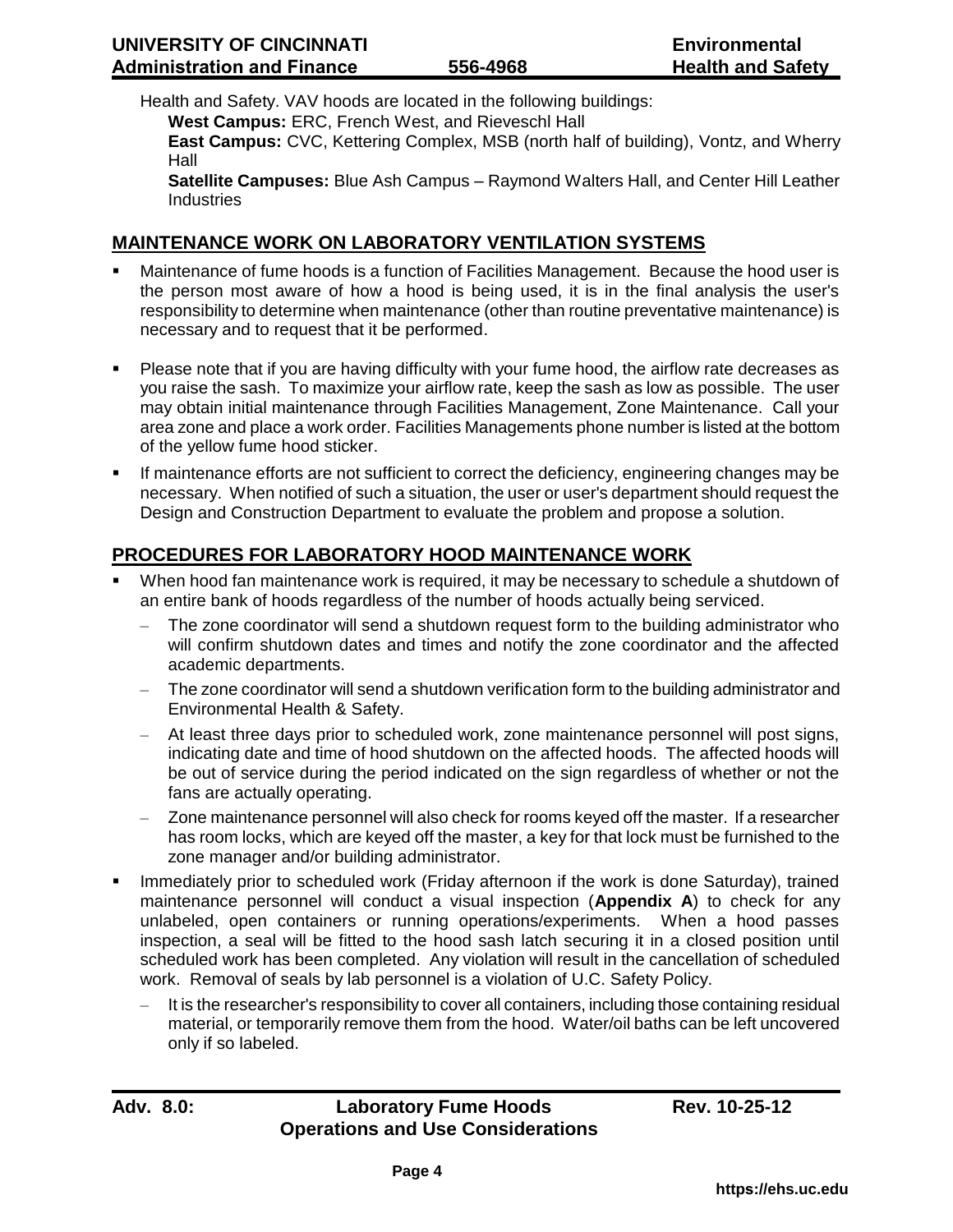Health and Safety. VAV hoods are located in the following buildings:

**West Campus:** ERC, French West, and Rieveschl Hall

**East Campus:** CVC, Kettering Complex, MSB (north half of building), Vontz, and Wherry Hall

**Satellite Campuses:** Blue Ash Campus – Raymond Walters Hall, and Center Hill Leather Industries

## MAINTENANCE WORK ON LABORATORY VENTILATION SYSTEMS

- Maintenance of fume hoods is a function of Facilities Management. Because the hood user is the person most aware of how a hood is being used, it is in the final analysis the user's responsibility to determine when maintenance (other than routine preventative maintenance) is necessary and to request that it be performed.
- Please note that if you are having difficulty with your fume hood, the airflow rate decreases as you raise the sash. To maximize your airflow rate, keep the sash as low as possible. The user may obtain initial maintenance through Facilities Management, Zone Maintenance. Call your area zone and place a work order. Facilities Managements phone number is listed at the bottom of the yellow fume hood sticker.
- If maintenance efforts are not sufficient to correct the deficiency, engineering changes may be necessary. When notified of such a situation, the user or user's department should request the Design and Construction Department to evaluate the problem and propose a solution.

## PROCEDURES FOR LABORATORY HOOD MAINTENANCE WORK

- When hood fan maintenance work is required, it may be necessary to schedule a shutdown of an entire bank of hoods regardless of the number of hoods actually being serviced.
  - The zone coordinator will send a shutdown request form to the building administrator who will confirm shutdown dates and times and notify the zone coordinator and the affected academic departments.
  - The zone coordinator will send a shutdown verification form to the building administrator and Environmental Health & Safety.
  - At least three days prior to scheduled work, zone maintenance personnel will post signs, indicating date and time of hood shutdown on the affected hoods. The affected hoods will be out of service during the period indicated on the sign regardless of whether or not the fans are actually operating.
  - Zone maintenance personnel will also check for rooms keyed off the master. If a researcher has room locks, which are keyed off the master, a key for that lock must be furnished to the zone manager and/or building administrator.
- Immediately prior to scheduled work (Friday afternoon if the work is done Saturday), trained maintenance personnel will conduct a visual inspection (**Appendix A**) to check for any unlabeled, open containers or running operations/experiments. When a hood passes inspection, a seal will be fitted to the hood sash latch securing it in a closed position until scheduled work has been completed. Any violation will result in the cancellation of scheduled work. Removal of seals by lab personnel is a violation of U.C. Safety Policy.
  - It is the researcher's responsibility to cover all containers, including those containing residual material, or temporarily remove them from the hood. Water/oil baths can be left uncovered only if so labeled.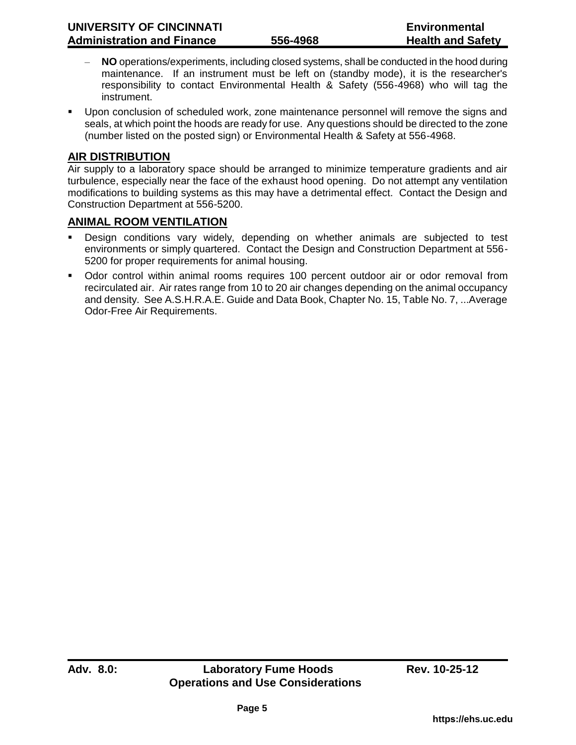- **NO** operations/experiments, including closed systems, shall be conducted in the hood during maintenance. If an instrument must be left on (standby mode), it is the researcher's responsibility to contact Environmental Health & Safety (556-4968) who will tag the instrument.

- Upon conclusion of scheduled work, zone maintenance personnel will remove the signs and seals, at which point the hoods are ready for use. Any questions should be directed to the zone (number listed on the posted sign) or Environmental Health & Safety at 556-4968.

## AIR DISTRIBUTION

Air supply to a laboratory space should be arranged to minimize temperature gradients and air turbulence, especially near the face of the exhaust hood opening. Do not attempt any ventilation modifications to building systems as this may have a detrimental effect. Contact the Design and Construction Department at 556-5200.

## ANIMAL ROOM VENTILATION

- Design conditions vary widely, depending on whether animals are subjected to test environments or simply quartered. Contact the Design and Construction Department at 556-5200 for proper requirements for animal housing.
- Odor control within animal rooms requires 100 percent outdoor air or odor removal from recirculated air. Air rates range from 10 to 20 air changes depending on the animal occupancy and density. See A.S.H.R.A.E. Guide and Data Book, Chapter No. 15, Table No. 7, ...Average Odor-Free Air Requirements.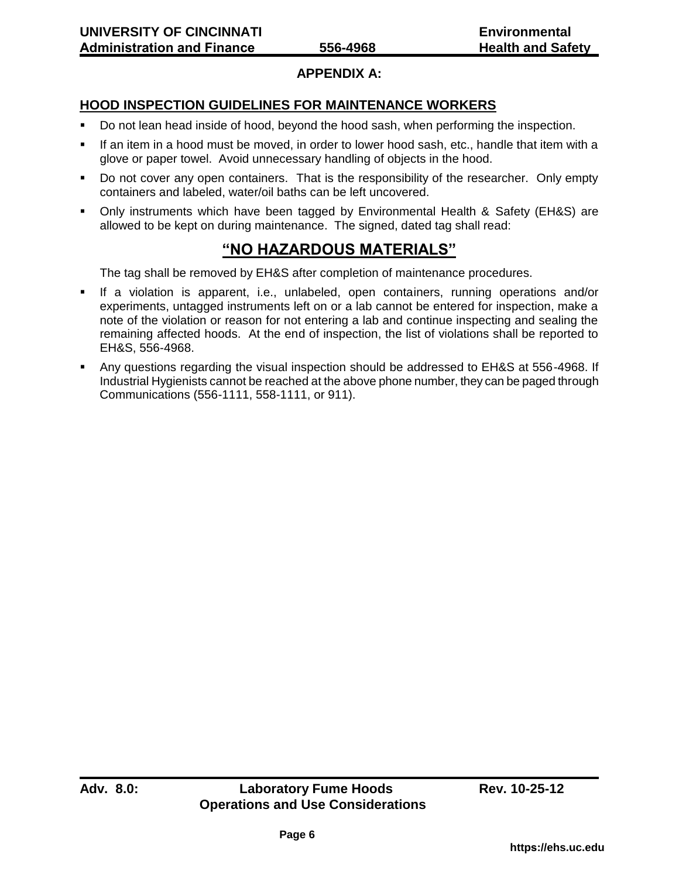## APPENDIX A:

### HOOD INSPECTION GUIDELINES FOR MAINTENANCE WORKERS

- Do not lean head inside of hood, beyond the hood sash, when performing the inspection.
- If an item in a hood must be moved, in order to lower hood sash, etc., handle that item with a glove or paper towel. Avoid unnecessary handling of objects in the hood.
- Do not cover any open containers. That is the responsibility of the researcher. Only empty containers and labeled, water/oil baths can be left uncovered.
- Only instruments which have been tagged by Environmental Health & Safety (EH&S) are allowed to be kept on during maintenance. The signed, dated tag shall read:

  **“NO HAZARDOUS MATERIALS”**

  The tag shall be removed by EH&S after completion of maintenance procedures.
- If a violation is apparent, i.e., unlabeled, open containers, running operations and/or experiments, untagged instruments left on or a lab cannot be entered for inspection, make a note of the violation or reason for not entering a lab and continue inspecting and sealing the remaining affected hoods. At the end of inspection, the list of violations shall be reported to EH&S, 556-4968.
- Any questions regarding the visual inspection should be addressed to EH&S at 556-4968. If Industrial Hygienists cannot be reached at the above phone number, they can be paged through Communications (556-1111, 558-1111, or 911).